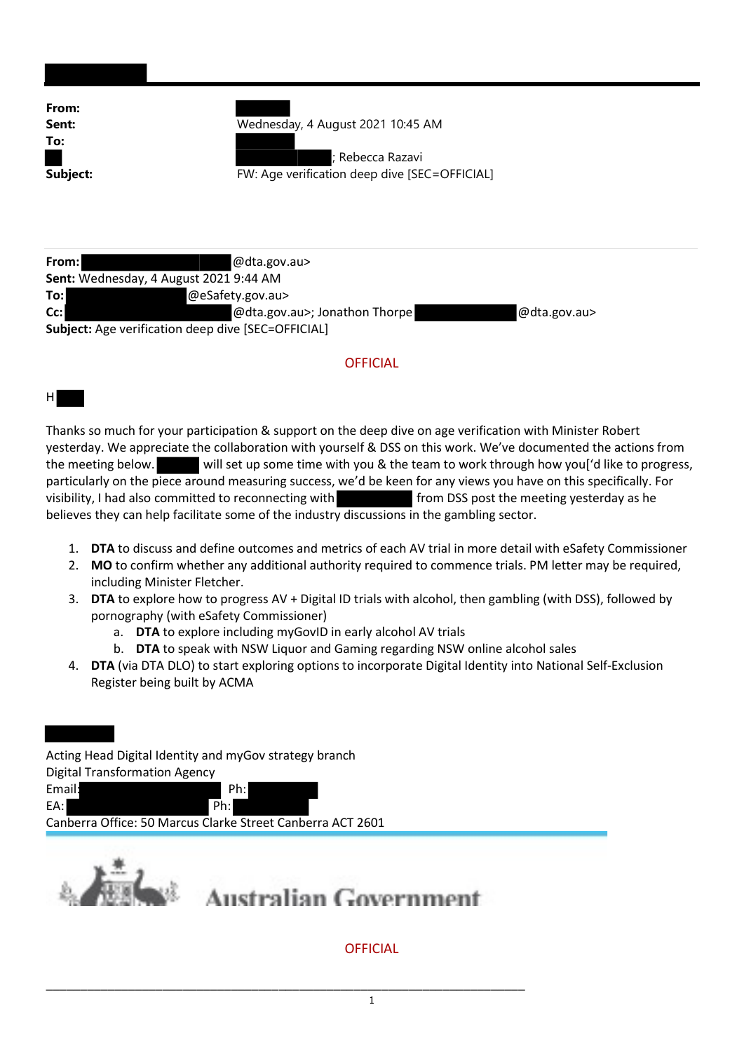**From:**
**Sent:** Wednesday, 4 August 2021 10:45 AM
**To:**
; Rebecca Razavi
**Subject:** FW: Age verification deep dive [SEC=OFFICIAL]

---

**From:** @dta.gov.au>
**Sent:** Wednesday, 4 August 2021 9:44 AM
**To:** @eSafety.gov.au>
**Cc:** @dta.gov.au>; Jonathon Thorpe @dta.gov.au>
**Subject:** Age verification deep dive [SEC=OFFICIAL]

OFFICIAL

H

Thanks so much for your participation & support on the deep dive on age verification with Minister Robert yesterday. We appreciate the collaboration with yourself & DSS on this work. We've documented the actions from the meeting below. will set up some time with you & the team to work through how you['d like to progress, particularly on the piece around measuring success, we'd be keen for any views you have on this specifically. For visibility, I had also committed to reconnecting with from DSS post the meeting yesterday as he believes they can help facilitate some of the industry discussions in the gambling sector.

1. **DTA** to discuss and define outcomes and metrics of each AV trial in more detail with eSafety Commissioner
2. **MO** to confirm whether any additional authority required to commence trials. PM letter may be required, including Minister Fletcher.
3. **DTA** to explore how to progress AV + Digital ID trials with alcohol, then gambling (with DSS), followed by pornography (with eSafety Commissioner)
   a. **DTA** to explore including myGovID in early alcohol AV trials
   b. **DTA** to speak with NSW Liquor and Gaming regarding NSW online alcohol sales
4. **DTA** (via DTA DLO) to start exploring options to incorporate Digital Identity into National Self-Exclusion Register being built by ACMA

Acting Head Digital Identity and myGov strategy branch
Digital Transformation Agency
Email: Ph:
EA: Ph:
Canberra Office: 50 Marcus Clarke Street Canberra ACT 2601

Australian Government

OFFICIAL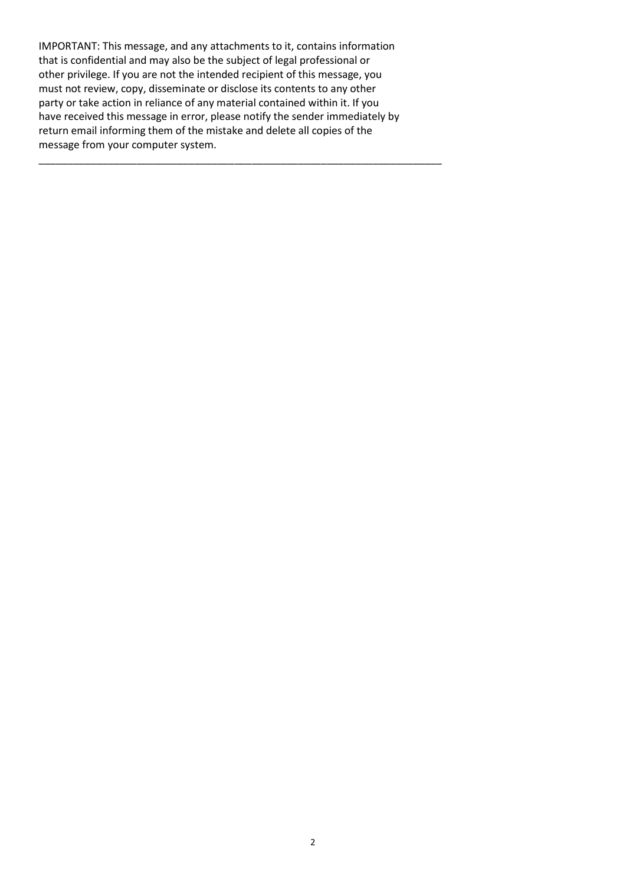IMPORTANT: This message, and any attachments to it, contains information that is confidential and may also be the subject of legal professional or other privilege. If you are not the intended recipient of this message, you must not review, copy, disseminate or disclose its contents to any other party or take action in reliance of any material contained within it. If you have received this message in error, please notify the sender immediately by return email informing them of the mistake and delete all copies of the message from your computer system.

---